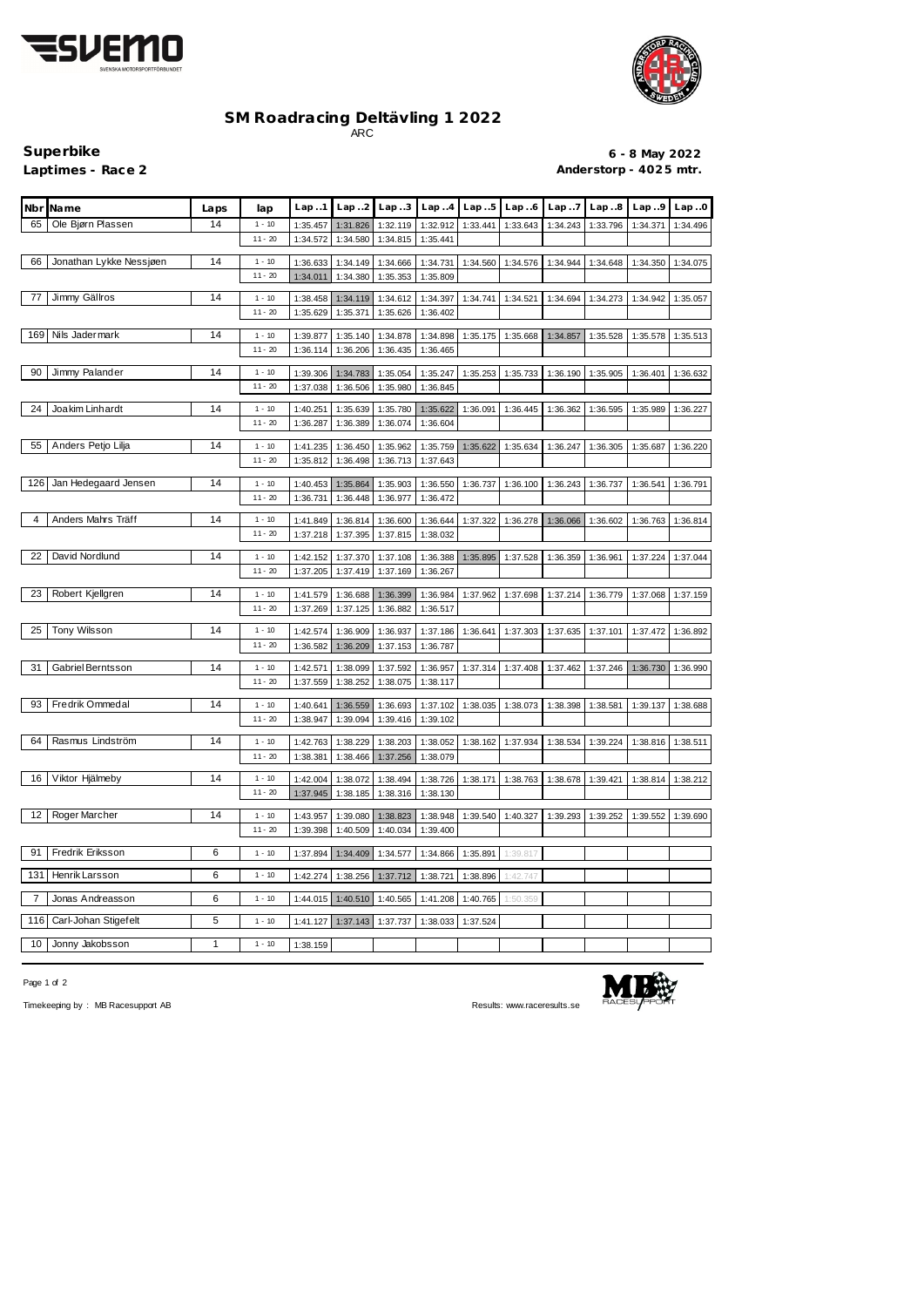# SM Roadracing Deltävling 1 2022

ARC

**Superbike** **6 - 8 May 2022**

**Laptimes - Race 2** **Anderstorp - 4025 mtr.**

| Nbr | Name | Laps | lap | Lap..1 | Lap..2 | Lap..3 | Lap..4 | Lap..5 | Lap..6 | Lap..7 | Lap..8 | Lap..9 | Lap..0 |
|---|---|---|---|---|---|---|---|---|---|---|---|---|---|
| 65 | Ole Bjørn Plassen | 14 | 1 - 10 | 1:35.457 | 1:31.826 | 1:32.119 | 1:32.912 | 1:33.441 | 1:33.643 | 1:34.243 | 1:33.796 | 1:34.371 | 1:34.496 |
| | | | 11 - 20 | 1:34.572 | 1:34.580 | 1:34.815 | 1:35.441 | | | | | | |
| 66 | Jonathan Lykke Nessjøen | 14 | 1 - 10 | 1:36.633 | 1:34.149 | 1:34.666 | 1:34.731 | 1:34.560 | 1:34.576 | 1:34.944 | 1:34.648 | 1:34.350 | 1:34.075 |
| | | | 11 - 20 | 1:34.011 | 1:34.380 | 1:35.353 | 1:35.809 | | | | | | |
| 77 | Jimmy Gällros | 14 | 1 - 10 | 1:38.458 | 1:34.119 | 1:34.612 | 1:34.397 | 1:34.741 | 1:34.521 | 1:34.694 | 1:34.273 | 1:34.942 | 1:35.057 |
| | | | 11 - 20 | 1:35.629 | 1:35.371 | 1:35.626 | 1:36.402 | | | | | | |
| 169 | Nils Jadermark | 14 | 1 - 10 | 1:39.877 | 1:35.140 | 1:34.878 | 1:34.898 | 1:35.175 | 1:35.668 | 1:34.857 | 1:35.528 | 1:35.578 | 1:35.513 |
| | | | 11 - 20 | 1:36.114 | 1:36.206 | 1:36.435 | 1:36.465 | | | | | | |
| 90 | Jimmy Palander | 14 | 1 - 10 | 1:39.306 | 1:34.783 | 1:35.054 | 1:35.247 | 1:35.253 | 1:35.733 | 1:36.190 | 1:35.905 | 1:36.401 | 1:36.632 |
| | | | 11 - 20 | 1:37.038 | 1:36.506 | 1:35.980 | 1:36.845 | | | | | | |
| 24 | Joakim Linhardt | 14 | 1 - 10 | 1:40.251 | 1:35.639 | 1:35.780 | 1:35.622 | 1:36.091 | 1:36.445 | 1:36.362 | 1:36.595 | 1:35.989 | 1:36.227 |
| | | | 11 - 20 | 1:36.287 | 1:36.389 | 1:36.074 | 1:36.604 | | | | | | |
| 55 | Anders Petjo Lilja | 14 | 1 - 10 | 1:41.235 | 1:36.450 | 1:35.962 | 1:35.759 | 1:35.622 | 1:35.634 | 1:36.247 | 1:36.305 | 1:35.687 | 1:36.220 |
| | | | 11 - 20 | 1:35.812 | 1:36.498 | 1:36.713 | 1:37.643 | | | | | | |
| 126 | Jan Hedegaard Jensen | 14 | 1 - 10 | 1:40.453 | 1:35.864 | 1:35.903 | 1:36.550 | 1:36.737 | 1:36.100 | 1:36.243 | 1:36.737 | 1:36.541 | 1:36.791 |
| | | | 11 - 20 | 1:36.731 | 1:36.448 | 1:36.977 | 1:36.472 | | | | | | |
| 4 | Anders Mahrs Träff | 14 | 1 - 10 | 1:41.849 | 1:36.814 | 1:36.600 | 1:36.644 | 1:37.322 | 1:36.278 | 1:36.066 | 1:36.602 | 1:36.763 | 1:36.814 |
| | | | 11 - 20 | 1:37.218 | 1:37.395 | 1:37.815 | 1:38.032 | | | | | | |
| 22 | David Nordlund | 14 | 1 - 10 | 1:42.152 | 1:37.370 | 1:37.108 | 1:36.388 | 1:35.895 | 1:37.528 | 1:36.359 | 1:36.961 | 1:37.224 | 1:37.044 |
| | | | 11 - 20 | 1:37.205 | 1:37.419 | 1:37.169 | 1:36.267 | | | | | | |
| 23 | Robert Kjellgren | 14 | 1 - 10 | 1:41.579 | 1:36.688 | 1:36.399 | 1:36.984 | 1:37.962 | 1:37.698 | 1:37.214 | 1:36.779 | 1:37.068 | 1:37.159 |
| | | | 11 - 20 | 1:37.269 | 1:37.125 | 1:36.882 | 1:36.517 | | | | | | |
| 25 | Tony Wilsson | 14 | 1 - 10 | 1:42.574 | 1:36.909 | 1:36.937 | 1:37.186 | 1:36.641 | 1:37.303 | 1:37.635 | 1:37.101 | 1:37.472 | 1:36.892 |
| | | | 11 - 20 | 1:36.582 | 1:36.209 | 1:37.153 | 1:36.787 | | | | | | |
| 31 | Gabriel Berntsson | 14 | 1 - 10 | 1:42.571 | 1:38.099 | 1:37.592 | 1:36.957 | 1:37.314 | 1:37.408 | 1:37.462 | 1:37.246 | 1:36.730 | 1:36.990 |
| | | | 11 - 20 | 1:37.559 | 1:38.252 | 1:38.075 | 1:38.117 | | | | | | |
| 93 | Fredrik Ommedal | 14 | 1 - 10 | 1:40.641 | 1:36.559 | 1:36.693 | 1:37.102 | 1:38.035 | 1:38.073 | 1:38.398 | 1:38.581 | 1:39.137 | 1:38.688 |
| | | | 11 - 20 | 1:38.947 | 1:39.094 | 1:39.416 | 1:39.102 | | | | | | |
| 64 | Rasmus Lindström | 14 | 1 - 10 | 1:42.763 | 1:38.229 | 1:38.203 | 1:38.052 | 1:38.162 | 1:37.934 | 1:38.534 | 1:39.224 | 1:38.816 | 1:38.511 |
| | | | 11 - 20 | 1:38.381 | 1:38.466 | 1:37.256 | 1:38.079 | | | | | | |
| 16 | Viktor Hjälmeby | 14 | 1 - 10 | 1:42.004 | 1:38.072 | 1:38.494 | 1:38.726 | 1:38.171 | 1:38.763 | 1:38.678 | 1:39.421 | 1:38.814 | 1:38.212 |
| | | | 11 - 20 | 1:37.945 | 1:38.185 | 1:38.316 | 1:38.130 | | | | | | |
| 12 | Roger Marcher | 14 | 1 - 10 | 1:43.957 | 1:39.080 | 1:38.823 | 1:38.948 | 1:39.540 | 1:40.327 | 1:39.293 | 1:39.252 | 1:39.552 | 1:39.690 |
| | | | 11 - 20 | 1:39.398 | 1:40.509 | 1:40.034 | 1:39.400 | | | | | | |
| 91 | Fredrik Eriksson | 6 | 1 - 10 | 1:37.894 | 1:34.409 | 1:34.577 | 1:34.866 | 1:35.891 | 1:39.817 | | | | |
| 131 | Henrik Larsson | 6 | 1 - 10 | 1:42.274 | 1:38.256 | 1:37.712 | 1:38.721 | 1:38.896 | 1:42.747 | | | | |
| 7 | Jonas Andreasson | 6 | 1 - 10 | 1:44.015 | 1:40.510 | 1:40.565 | 1:41.208 | 1:40.765 | 1:50.359 | | | | |
| 116 | Carl-Johan Stigefelt | 5 | 1 - 10 | 1:41.127 | 1:37.143 | 1:37.737 | 1:38.033 | 1:37.524 | | | | | |
| 10 | Jonny Jakobsson | 1 | 1 - 10 | 1:38.159 | | | | | | | | | |

Timekeeping by : MB Racesupport AB Results: www.raceresults.se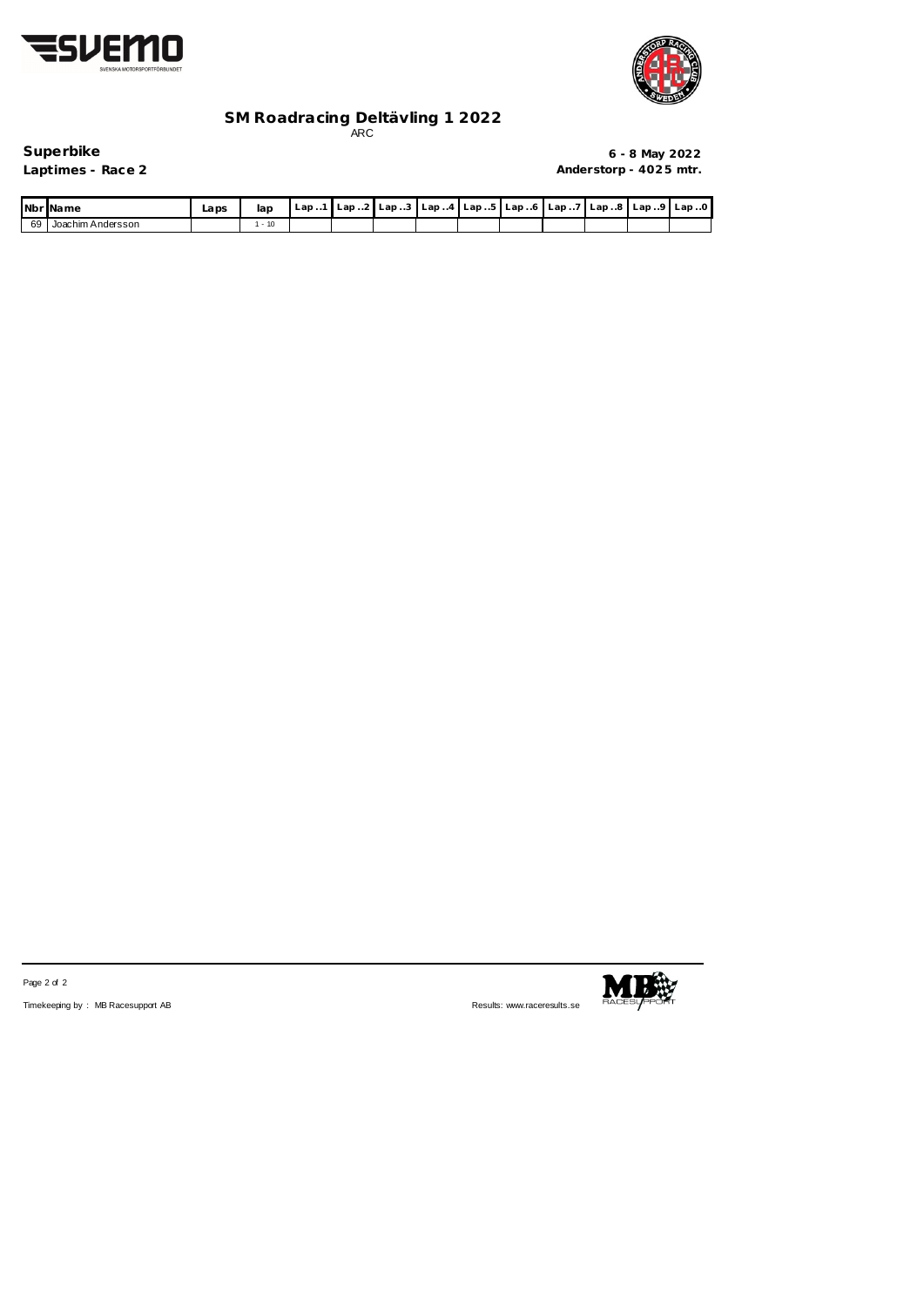## SM Roadracing Deltävling 1 2022

ARC

**Superbike**

**Laptimes - Race 2**

**6 - 8 May 2022**

**Anderstorp - 4025 mtr.**

| Nbr | Name | Laps | lap | Lap ..1 | Lap ..2 | Lap ..3 | Lap ..4 | Lap ..5 | Lap ..6 | Lap ..7 | Lap ..8 | Lap ..9 | Lap ..0 |
|---|---|---|---|---|---|---|---|---|---|---|---|---|---|
| 69 | Joachim Andersson | | 1 - 10 | | | | | | | | | | |

Timekeeping by : MB Racesupport AB

Results: www.raceresults.se